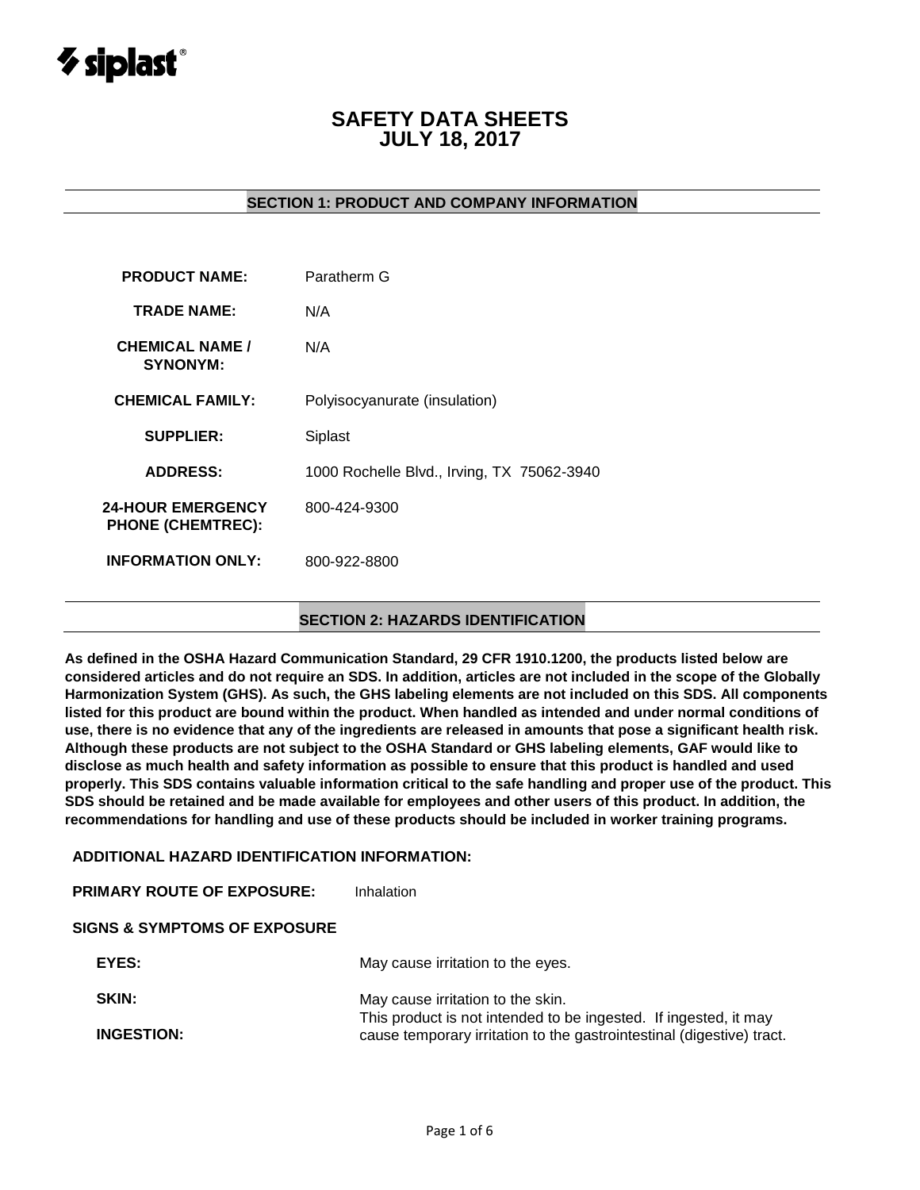# SAFETY DATA SHEETS
# JULY 18, 2017

## SECTION 1: PRODUCT AND COMPANY INFORMATION

| | |
|---|---|
| **PRODUCT NAME:** | Paratherm G |
| **TRADE NAME:** | N/A |
| **CHEMICAL NAME / SYNONYM:** | N/A |
| **CHEMICAL FAMILY:** | Polyisocyanurate (insulation) |
| **SUPPLIER:** | Siplast |
| **ADDRESS:** | 1000 Rochelle Blvd., Irving, TX 75062-3940 |
| **24-HOUR EMERGENCY PHONE (CHEMTREC):** | 800-424-9300 |
| **INFORMATION ONLY:** | 800-922-8800 |

## SECTION 2: HAZARDS IDENTIFICATION

**As defined in the OSHA Hazard Communication Standard, 29 CFR 1910.1200, the products listed below are considered articles and do not require an SDS. In addition, articles are not included in the scope of the Globally Harmonization System (GHS). As such, the GHS labeling elements are not included on this SDS. All components listed for this product are bound within the product. When handled as intended and under normal conditions of use, there is no evidence that any of the ingredients are released in amounts that pose a significant health risk. Although these products are not subject to the OSHA Standard or GHS labeling elements, GAF would like to disclose as much health and safety information as possible to ensure that this product is handled and used properly. This SDS contains valuable information critical to the safe handling and proper use of the product. This SDS should be retained and be made available for employees and other users of this product. In addition, the recommendations for handling and use of these products should be included in worker training programs.**

**ADDITIONAL HAZARD IDENTIFICATION INFORMATION:**

**PRIMARY ROUTE OF EXPOSURE:** Inhalation

**SIGNS & SYMPTOMS OF EXPOSURE**

| | |
|---|---|
| **EYES:** | May cause irritation to the eyes. |
| **SKIN:** | May cause irritation to the skin. |
| **INGESTION:** | This product is not intended to be ingested. If ingested, it may cause temporary irritation to the gastrointestinal (digestive) tract. |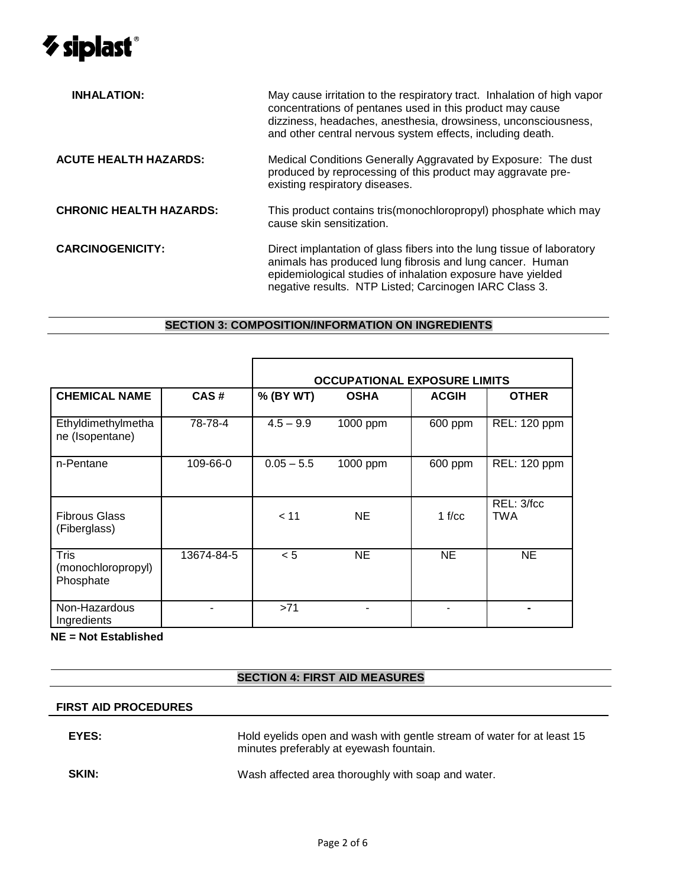**INHALATION:** May cause irritation to the respiratory tract. Inhalation of high vapor concentrations of pentanes used in this product may cause dizziness, headaches, anesthesia, drowsiness, unconsciousness, and other central nervous system effects, including death.

**ACUTE HEALTH HAZARDS:** Medical Conditions Generally Aggravated by Exposure: The dust produced by reprocessing of this product may aggravate pre-existing respiratory diseases.

**CHRONIC HEALTH HAZARDS:** This product contains tris(monochloropropyl) phosphate which may cause skin sensitization.

**CARCINOGENICITY:** Direct implantation of glass fibers into the lung tissue of laboratory animals has produced lung fibrosis and lung cancer. Human epidemiological studies of inhalation exposure have yielded negative results. NTP Listed; Carcinogen IARC Class 3.

## SECTION 3: COMPOSITION/INFORMATION ON INGREDIENTS

| | | OCCUPATIONAL EXPOSURE LIMITS | | | |
|---|---|---|---|---|---|
| **CHEMICAL NAME** | **CAS #** | **% (BY WT)** | **OSHA** | **ACGIH** | **OTHER** |
| Ethyldimethylmethane (Isopentane) | 78-78-4 | 4.5 – 9.9 | 1000 ppm | 600 ppm | REL: 120 ppm |
| n-Pentane | 109-66-0 | 0.05 – 5.5 | 1000 ppm | 600 ppm | REL: 120 ppm |
| Fibrous Glass (Fiberglass) | | < 11 | NE | 1 f/cc | REL: 3/fcc TWA |
| Tris (monochloropropyl) Phosphate | 13674-84-5 | < 5 | NE | NE | NE |
| Non-Hazardous Ingredients | - | >71 | - | - | - |

**NE = Not Established**

## SECTION 4: FIRST AID MEASURES

### FIRST AID PROCEDURES

**EYES:** Hold eyelids open and wash with gentle stream of water for at least 15 minutes preferably at eyewash fountain.

**SKIN:** Wash affected area thoroughly with soap and water.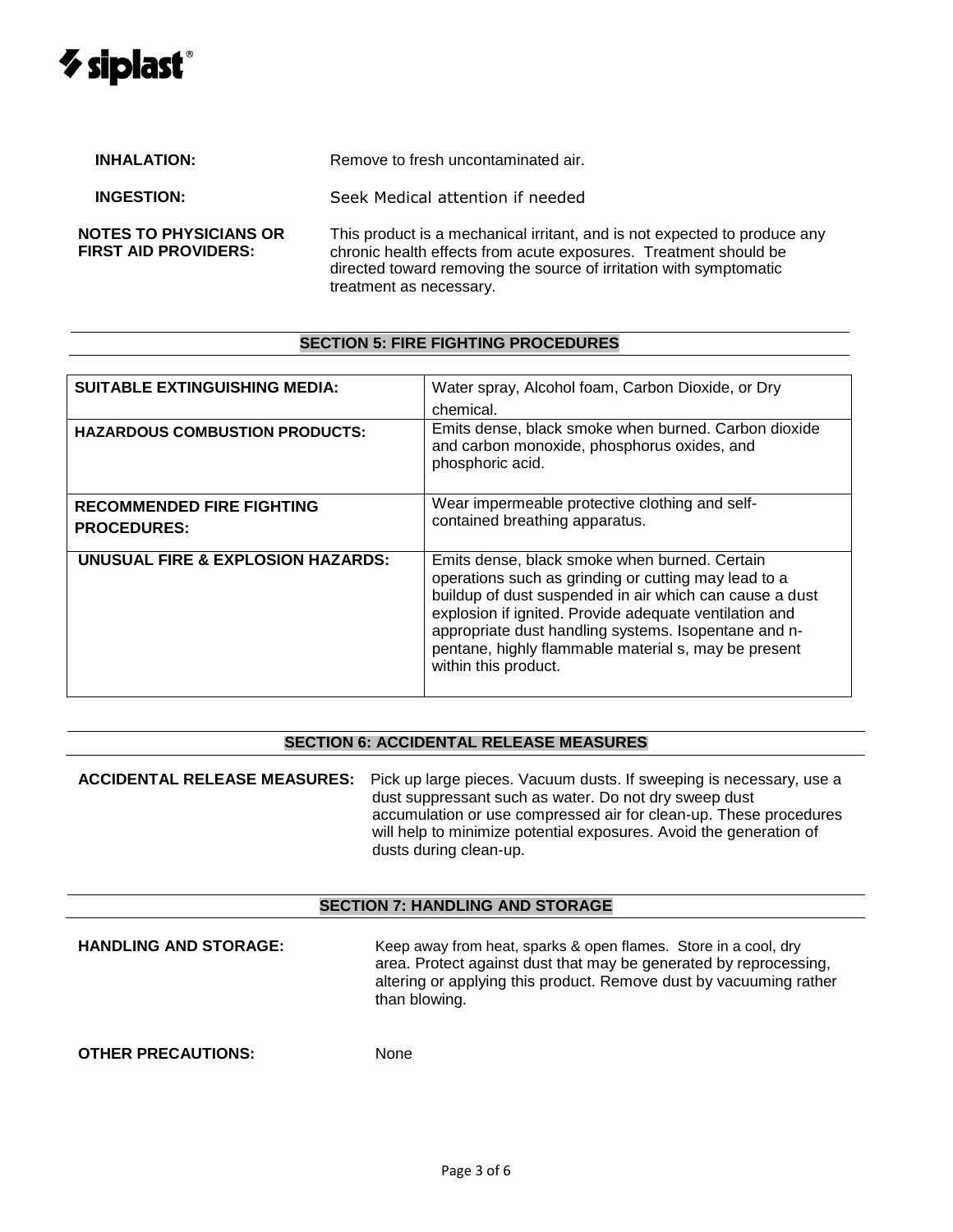**INHALATION:** Remove to fresh uncontaminated air.

**INGESTION:** Seek Medical attention if needed

**NOTES TO PHYSICIANS OR FIRST AID PROVIDERS:** This product is a mechanical irritant, and is not expected to produce any chronic health effects from acute exposures. Treatment should be directed toward removing the source of irritation with symptomatic treatment as necessary.

## SECTION 5: FIRE FIGHTING PROCEDURES

| | |
|---|---|
| **SUITABLE EXTINGUISHING MEDIA:** | Water spray, Alcohol foam, Carbon Dioxide, or Dry chemical. |
| **HAZARDOUS COMBUSTION PRODUCTS:** | Emits dense, black smoke when burned. Carbon dioxide and carbon monoxide, phosphorus oxides, and phosphoric acid. |
| **RECOMMENDED FIRE FIGHTING PROCEDURES:** | Wear impermeable protective clothing and self-contained breathing apparatus. |
| **UNUSUAL FIRE & EXPLOSION HAZARDS:** | Emits dense, black smoke when burned. Certain operations such as grinding or cutting may lead to a buildup of dust suspended in air which can cause a dust explosion if ignited. Provide adequate ventilation and appropriate dust handling systems. Isopentane and n-pentane, highly flammable material s, may be present within this product. |

## SECTION 6: ACCIDENTAL RELEASE MEASURES

**ACCIDENTAL RELEASE MEASURES:** Pick up large pieces. Vacuum dusts. If sweeping is necessary, use a dust suppressant such as water. Do not dry sweep dust accumulation or use compressed air for clean-up. These procedures will help to minimize potential exposures. Avoid the generation of dusts during clean-up.

## SECTION 7: HANDLING AND STORAGE

**HANDLING AND STORAGE:** Keep away from heat, sparks & open flames. Store in a cool, dry area. Protect against dust that may be generated by reprocessing, altering or applying this product. Remove dust by vacuuming rather than blowing.

**OTHER PRECAUTIONS:** None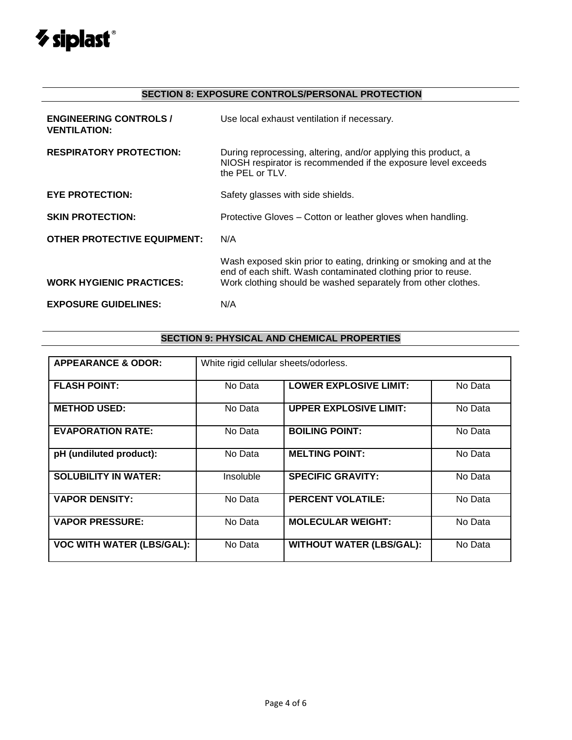## SECTION 8: EXPOSURE CONTROLS/PERSONAL PROTECTION

**ENGINEERING CONTROLS / VENTILATION:** Use local exhaust ventilation if necessary.

**RESPIRATORY PROTECTION:** During reprocessing, altering, and/or applying this product, a NIOSH respirator is recommended if the exposure level exceeds the PEL or TLV.

**EYE PROTECTION:** Safety glasses with side shields.

**SKIN PROTECTION:** Protective Gloves – Cotton or leather gloves when handling.

**OTHER PROTECTIVE EQUIPMENT:** N/A

**WORK HYGIENIC PRACTICES:** Wash exposed skin prior to eating, drinking or smoking and at the end of each shift. Wash contaminated clothing prior to reuse. Work clothing should be washed separately from other clothes.

**EXPOSURE GUIDELINES:** N/A

## SECTION 9: PHYSICAL AND CHEMICAL PROPERTIES

| **APPEARANCE & ODOR:** | White rigid cellular sheets/odorless. | | |
|---|---|---|---|
| **FLASH POINT:** | No Data | **LOWER EXPLOSIVE LIMIT:** | No Data |
| **METHOD USED:** | No Data | **UPPER EXPLOSIVE LIMIT:** | No Data |
| **EVAPORATION RATE:** | No Data | **BOILING POINT:** | No Data |
| **pH (undiluted product):** | No Data | **MELTING POINT:** | No Data |
| **SOLUBILITY IN WATER:** | Insoluble | **SPECIFIC GRAVITY:** | No Data |
| **VAPOR DENSITY:** | No Data | **PERCENT VOLATILE:** | No Data |
| **VAPOR PRESSURE:** | No Data | **MOLECULAR WEIGHT:** | No Data |
| **VOC WITH WATER (LBS/GAL):** | No Data | **WITHOUT WATER (LBS/GAL):** | No Data |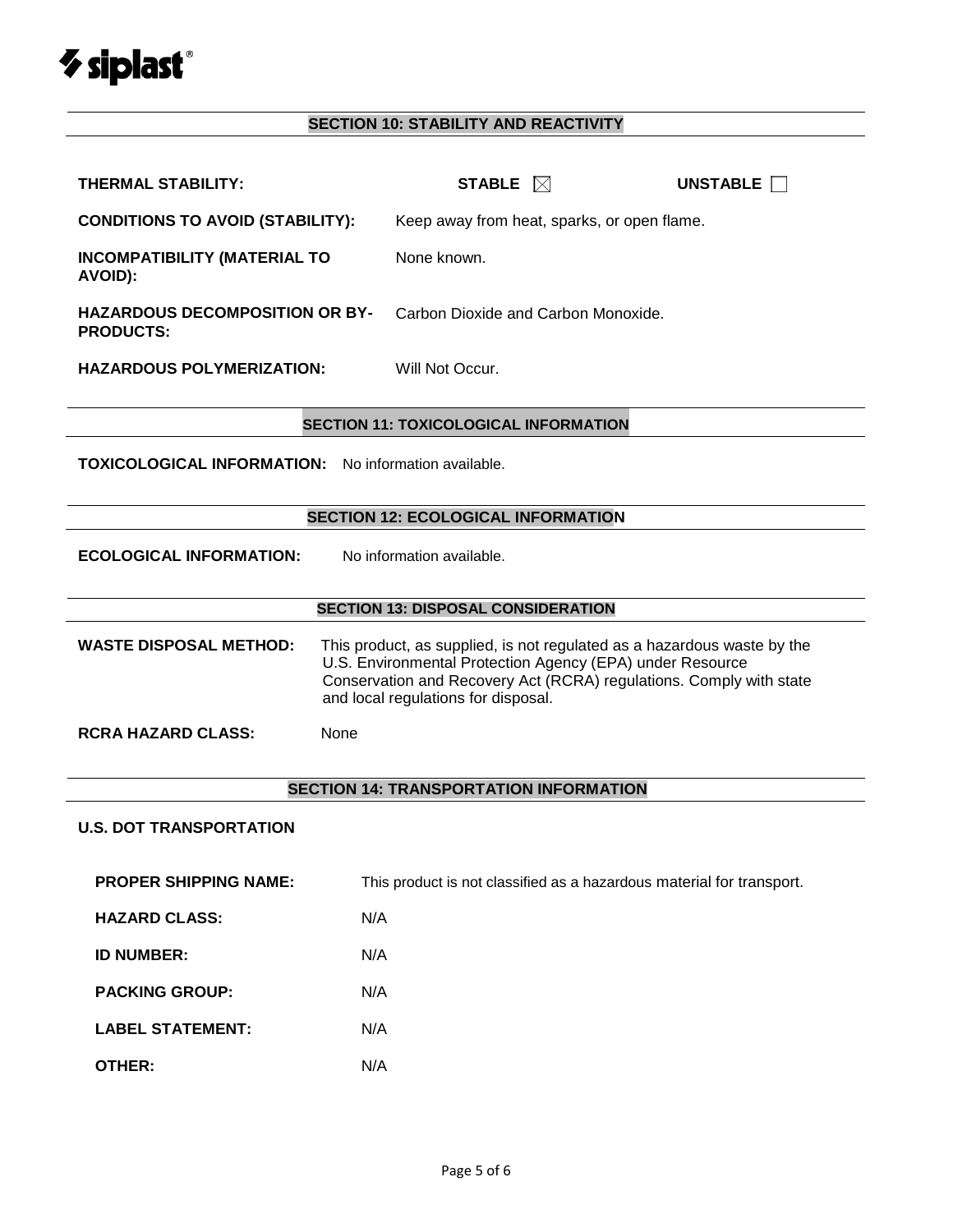## SECTION 10: STABILITY AND REACTIVITY

**THERMAL STABILITY:** **STABLE** ☒ **UNSTABLE** ☐

**CONDITIONS TO AVOID (STABILITY):** Keep away from heat, sparks, or open flame.

**INCOMPATIBILITY (MATERIAL TO AVOID):** None known.

**HAZARDOUS DECOMPOSITION OR BY-PRODUCTS:** Carbon Dioxide and Carbon Monoxide.

**HAZARDOUS POLYMERIZATION:** Will Not Occur.

## SECTION 11: TOXICOLOGICAL INFORMATION

**TOXICOLOGICAL INFORMATION:** No information available.

## SECTION 12: ECOLOGICAL INFORMATION

**ECOLOGICAL INFORMATION:** No information available.

## SECTION 13: DISPOSAL CONSIDERATION

**WASTE DISPOSAL METHOD:** This product, as supplied, is not regulated as a hazardous waste by the U.S. Environmental Protection Agency (EPA) under Resource Conservation and Recovery Act (RCRA) regulations. Comply with state and local regulations for disposal.

**RCRA HAZARD CLASS:** None

## SECTION 14: TRANSPORTATION INFORMATION

**U.S. DOT TRANSPORTATION**

**PROPER SHIPPING NAME:** This product is not classified as a hazardous material for transport.

**HAZARD CLASS:** N/A

**ID NUMBER:** N/A

**PACKING GROUP:** N/A

**LABEL STATEMENT:** N/A

**OTHER:** N/A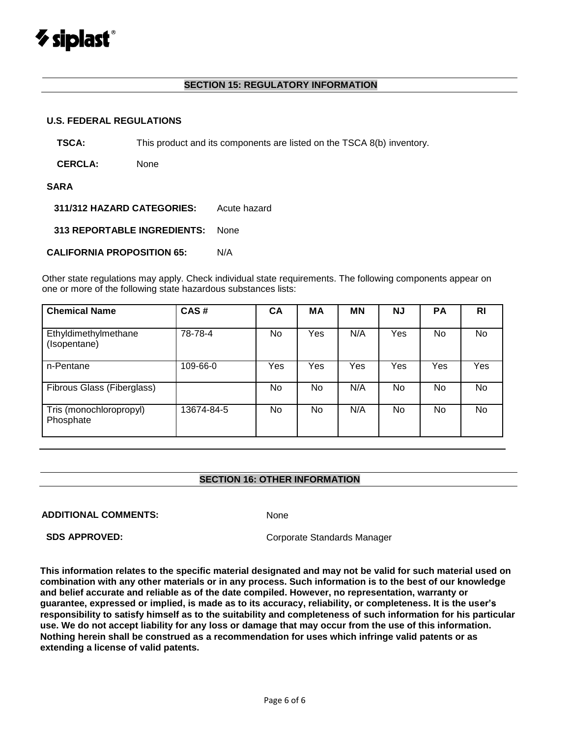siplast®

## SECTION 15: REGULATORY INFORMATION

### U.S. FEDERAL REGULATIONS

**TSCA:** This product and its components are listed on the TSCA 8(b) inventory.

**CERCLA:** None

**SARA**

**311/312 HAZARD CATEGORIES:** Acute hazard

**313 REPORTABLE INGREDIENTS:** None

**CALIFORNIA PROPOSITION 65:** N/A

Other state regulations may apply. Check individual state requirements. The following components appear on one or more of the following state hazardous substances lists:

| Chemical Name | CAS # | CA | MA | MN | NJ | PA | RI |
|---|---|---|---|---|---|---|---|
| Ethyldimethylmethane (Isopentane) | 78-78-4 | No | Yes | N/A | Yes | No | No |
| n-Pentane | 109-66-0 | Yes | Yes | Yes | Yes | Yes | Yes |
| Fibrous Glass (Fiberglass) | | No | No | N/A | No | No | No |
| Tris (monochloropropyl) Phosphate | 13674-84-5 | No | No | N/A | No | No | No |

## SECTION 16: OTHER INFORMATION

**ADDITIONAL COMMENTS:** None

**SDS APPROVED:** Corporate Standards Manager

**This information relates to the specific material designated and may not be valid for such material used on combination with any other materials or in any process. Such information is to the best of our knowledge and belief accurate and reliable as of the date compiled. However, no representation, warranty or guarantee, expressed or implied, is made as to its accuracy, reliability, or completeness. It is the user's responsibility to satisfy himself as to the suitability and completeness of such information for his particular use. We do not accept liability for any loss or damage that may occur from the use of this information. Nothing herein shall be construed as a recommendation for uses which infringe valid patents or as extending a license of valid patents.**